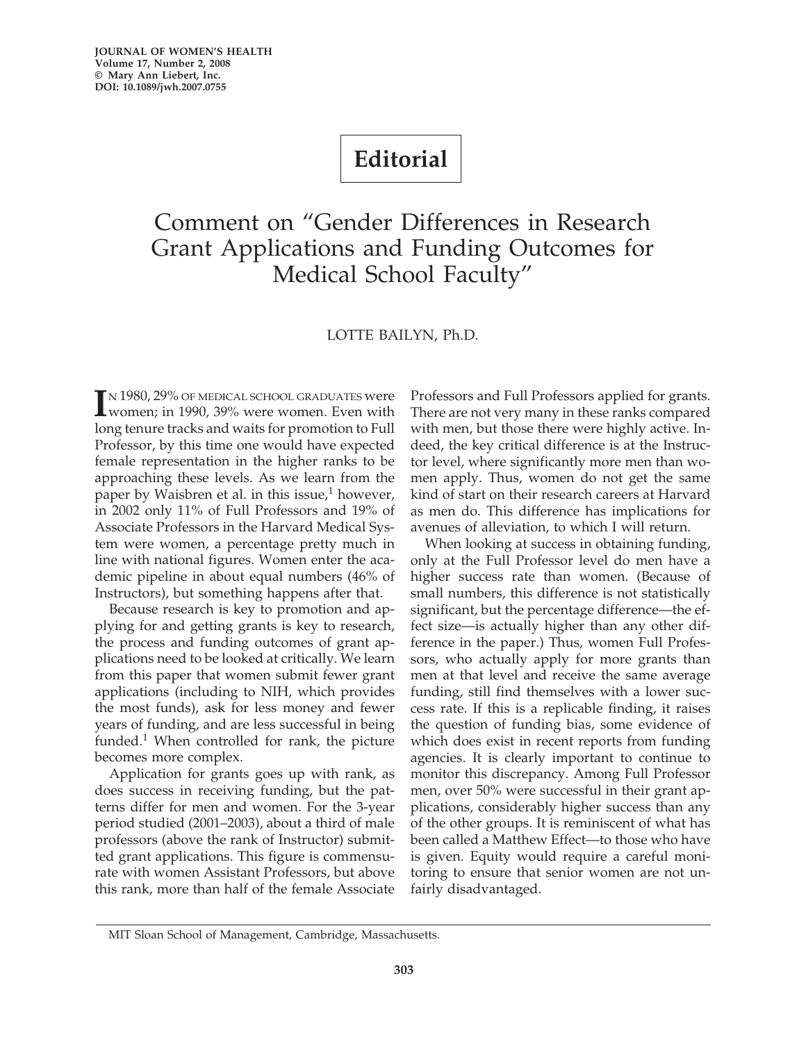# Editorial

## Comment on "Gender Differences in Research Grant Applications and Funding Outcomes for Medical School Faculty"

LOTTE BAILYN, Ph.D.

IN 1980, 29% OF MEDICAL SCHOOL GRADUATES were women; in 1990, 39% were women. Even with long tenure tracks and waits for promotion to Full Professor, by this time one would have expected female representation in the higher ranks to be approaching these levels. As we learn from the paper by Waisbren et al. in this issue,[1] however, in 2002 only 11% of Full Professors and 19% of Associate Professors in the Harvard Medical System were women, a percentage pretty much in line with national figures. Women enter the academic pipeline in about equal numbers (46% of Instructors), but something happens after that.

Because research is key to promotion and applying for and getting grants is key to research, the process and funding outcomes of grant applications need to be looked at critically. We learn from this paper that women submit fewer grant applications (including to NIH, which provides the most funds), ask for less money and fewer years of funding, and are less successful in being funded.[1] When controlled for rank, the picture becomes more complex.

Application for grants goes up with rank, as does success in receiving funding, but the patterns differ for men and women. For the 3-year period studied (2001–2003), about a third of male professors (above the rank of Instructor) submitted grant applications. This figure is commensurate with women Assistant Professors, but above this rank, more than half of the female Associate Professors and Full Professors applied for grants. There are not very many in these ranks compared with men, but those there were highly active. Indeed, the key critical difference is at the Instructor level, where significantly more men than women apply. Thus, women do not get the same kind of start on their research careers at Harvard as men do. This difference has implications for avenues of alleviation, to which I will return.

When looking at success in obtaining funding, only at the Full Professor level do men have a higher success rate than women. (Because of small numbers, this difference is not statistically significant, but the percentage difference—the effect size—is actually higher than any other difference in the paper.) Thus, women Full Professors, who actually apply for more grants than men at that level and receive the same average funding, still find themselves with a lower success rate. If this is a replicable finding, it raises the question of funding bias, some evidence of which does exist in recent reports from funding agencies. It is clearly important to continue to monitor this discrepancy. Among Full Professor men, over 50% were successful in their grant applications, considerably higher success than any of the other groups. It is reminiscent of what has been called a Matthew Effect—to those who have is given. Equity would require a careful monitoring to ensure that senior women are not unfairly disadvantaged.

MIT Sloan School of Management, Cambridge, Massachusetts.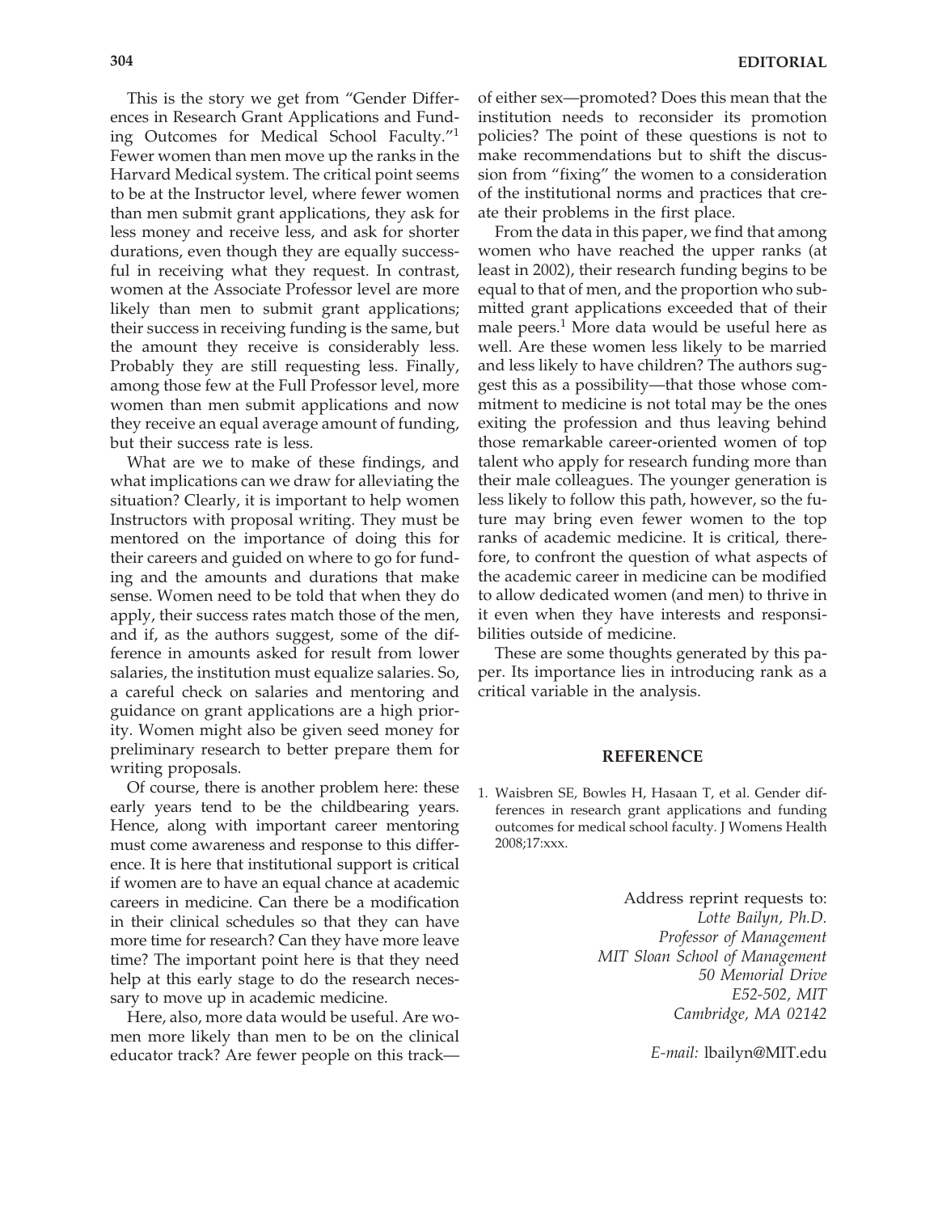This is the story we get from "Gender Differences in Research Grant Applications and Funding Outcomes for Medical School Faculty."[1] Fewer women than men move up the ranks in the Harvard Medical system. The critical point seems to be at the Instructor level, where fewer women than men submit grant applications, they ask for less money and receive less, and ask for shorter durations, even though they are equally successful in receiving what they request. In contrast, women at the Associate Professor level are more likely than men to submit grant applications; their success in receiving funding is the same, but the amount they receive is considerably less. Probably they are still requesting less. Finally, among those few at the Full Professor level, more women than men submit applications and now they receive an equal average amount of funding, but their success rate is less.

What are we to make of these findings, and what implications can we draw for alleviating the situation? Clearly, it is important to help women Instructors with proposal writing. They must be mentored on the importance of doing this for their careers and guided on where to go for funding and the amounts and durations that make sense. Women need to be told that when they do apply, their success rates match those of the men, and if, as the authors suggest, some of the difference in amounts asked for result from lower salaries, the institution must equalize salaries. So, a careful check on salaries and mentoring and guidance on grant applications are a high priority. Women might also be given seed money for preliminary research to better prepare them for writing proposals.

Of course, there is another problem here: these early years tend to be the childbearing years. Hence, along with important career mentoring must come awareness and response to this difference. It is here that institutional support is critical if women are to have an equal chance at academic careers in medicine. Can there be a modification in their clinical schedules so that they can have more time for research? Can they have more leave time? The important point here is that they need help at this early stage to do the research necessary to move up in academic medicine.

Here, also, more data would be useful. Are women more likely than men to be on the clinical educator track? Are fewer people on this track—of either sex—promoted? Does this mean that the institution needs to reconsider its promotion policies? The point of these questions is not to make recommendations but to shift the discussion from "fixing" the women to a consideration of the institutional norms and practices that create their problems in the first place.

From the data in this paper, we find that among women who have reached the upper ranks (at least in 2002), their research funding begins to be equal to that of men, and the proportion who submitted grant applications exceeded that of their male peers.[1] More data would be useful here as well. Are these women less likely to be married and less likely to have children? The authors suggest this as a possibility—that those whose commitment to medicine is not total may be the ones exiting the profession and thus leaving behind those remarkable career-oriented women of top talent who apply for research funding more than their male colleagues. The younger generation is less likely to follow this path, however, so the future may bring even fewer women to the top ranks of academic medicine. It is critical, therefore, to confront the question of what aspects of the academic career in medicine can be modified to allow dedicated women (and men) to thrive in it even when they have interests and responsibilities outside of medicine.

These are some thoughts generated by this paper. Its importance lies in introducing rank as a critical variable in the analysis.

## REFERENCE

1. Waisbren SE, Bowles H, Hasaan T, et al. Gender differences in research grant applications and funding outcomes for medical school faculty. J Womens Health 2008;17:xxx.

Address reprint requests to:
*Lotte Bailyn, Ph.D.*
*Professor of Management*
*MIT Sloan School of Management*
*50 Memorial Drive*
*E52-502, MIT*
*Cambridge, MA 02142*

*E-mail:* lbailyn@MIT.edu